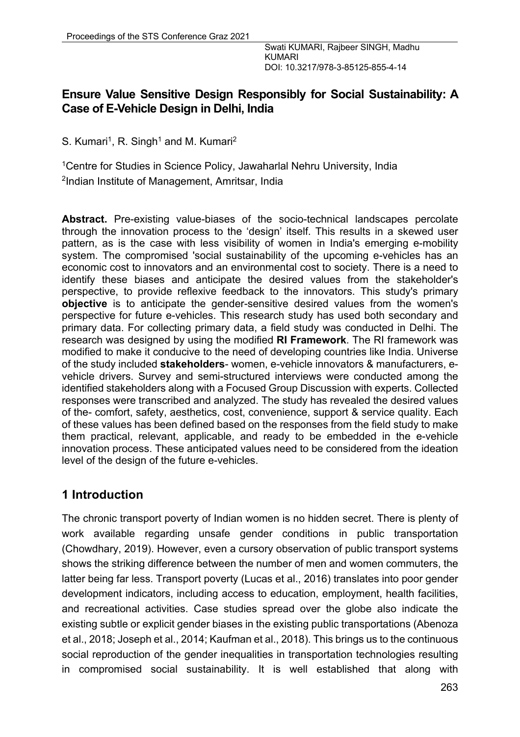# Ensure Value Sensitive Design Responsibly for Social Sustainability: A Case of E-Vehicle Design in Delhi, India

S. Kumari[1], R. Singh[1] and M. Kumari[2]

[1]Centre for Studies in Science Policy, Jawaharlal Nehru University, India

[2]Indian Institute of Management, Amritsar, India

**Abstract.** Pre-existing value-biases of the socio-technical landscapes percolate through the innovation process to the 'design' itself. This results in a skewed user pattern, as is the case with less visibility of women in India's emerging e-mobility system. The compromised 'social sustainability of the upcoming e-vehicles has an economic cost to innovators and an environmental cost to society. There is a need to identify these biases and anticipate the desired values from the stakeholder's perspective, to provide reflexive feedback to the innovators. This study's primary **objective** is to anticipate the gender-sensitive desired values from the women's perspective for future e-vehicles. This research study has used both secondary and primary data. For collecting primary data, a field study was conducted in Delhi. The research was designed by using the modified **RI Framework**. The RI framework was modified to make it conducive to the need of developing countries like India. Universe of the study included **stakeholders**- women, e-vehicle innovators & manufacturers, e-vehicle drivers. Survey and semi-structured interviews were conducted among the identified stakeholders along with a Focused Group Discussion with experts. Collected responses were transcribed and analyzed. The study has revealed the desired values of the- comfort, safety, aesthetics, cost, convenience, support & service quality. Each of these values has been defined based on the responses from the field study to make them practical, relevant, applicable, and ready to be embedded in the e-vehicle innovation process. These anticipated values need to be considered from the ideation level of the design of the future e-vehicles.

## 1 Introduction

The chronic transport poverty of Indian women is no hidden secret. There is plenty of work available regarding unsafe gender conditions in public transportation (Chowdhary, 2019). However, even a cursory observation of public transport systems shows the striking difference between the number of men and women commuters, the latter being far less. Transport poverty (Lucas et al., 2016) translates into poor gender development indicators, including access to education, employment, health facilities, and recreational activities. Case studies spread over the globe also indicate the existing subtle or explicit gender biases in the existing public transportations (Abenoza et al., 2018; Joseph et al., 2014; Kaufman et al., 2018). This brings us to the continuous social reproduction of the gender inequalities in transportation technologies resulting in compromised social sustainability. It is well established that along with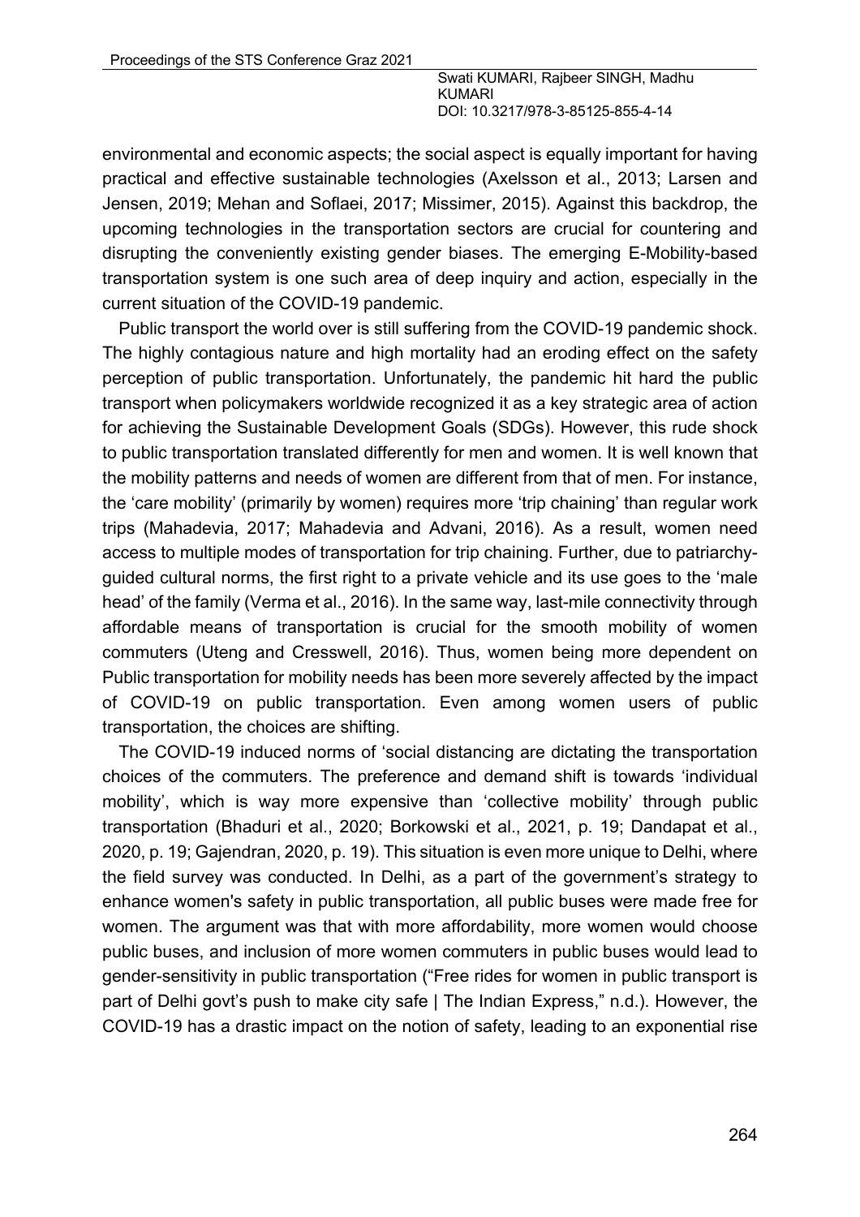environmental and economic aspects; the social aspect is equally important for having practical and effective sustainable technologies (Axelsson et al., 2013; Larsen and Jensen, 2019; Mehan and Soflaei, 2017; Missimer, 2015). Against this backdrop, the upcoming technologies in the transportation sectors are crucial for countering and disrupting the conveniently existing gender biases. The emerging E-Mobility-based transportation system is one such area of deep inquiry and action, especially in the current situation of the COVID-19 pandemic.

Public transport the world over is still suffering from the COVID-19 pandemic shock. The highly contagious nature and high mortality had an eroding effect on the safety perception of public transportation. Unfortunately, the pandemic hit hard the public transport when policymakers worldwide recognized it as a key strategic area of action for achieving the Sustainable Development Goals (SDGs). However, this rude shock to public transportation translated differently for men and women. It is well known that the mobility patterns and needs of women are different from that of men. For instance, the 'care mobility' (primarily by women) requires more 'trip chaining' than regular work trips (Mahadevia, 2017; Mahadevia and Advani, 2016). As a result, women need access to multiple modes of transportation for trip chaining. Further, due to patriarchy-guided cultural norms, the first right to a private vehicle and its use goes to the 'male head' of the family (Verma et al., 2016). In the same way, last-mile connectivity through affordable means of transportation is crucial for the smooth mobility of women commuters (Uteng and Cresswell, 2016). Thus, women being more dependent on Public transportation for mobility needs has been more severely affected by the impact of COVID-19 on public transportation. Even among women users of public transportation, the choices are shifting.

The COVID-19 induced norms of 'social distancing are dictating the transportation choices of the commuters. The preference and demand shift is towards 'individual mobility', which is way more expensive than 'collective mobility' through public transportation (Bhaduri et al., 2020; Borkowski et al., 2021, p. 19; Dandapat et al., 2020, p. 19; Gajendran, 2020, p. 19). This situation is even more unique to Delhi, where the field survey was conducted. In Delhi, as a part of the government's strategy to enhance women's safety in public transportation, all public buses were made free for women. The argument was that with more affordability, more women would choose public buses, and inclusion of more women commuters in public buses would lead to gender-sensitivity in public transportation ("Free rides for women in public transport is part of Delhi govt's push to make city safe | The Indian Express," n.d.). However, the COVID-19 has a drastic impact on the notion of safety, leading to an exponential rise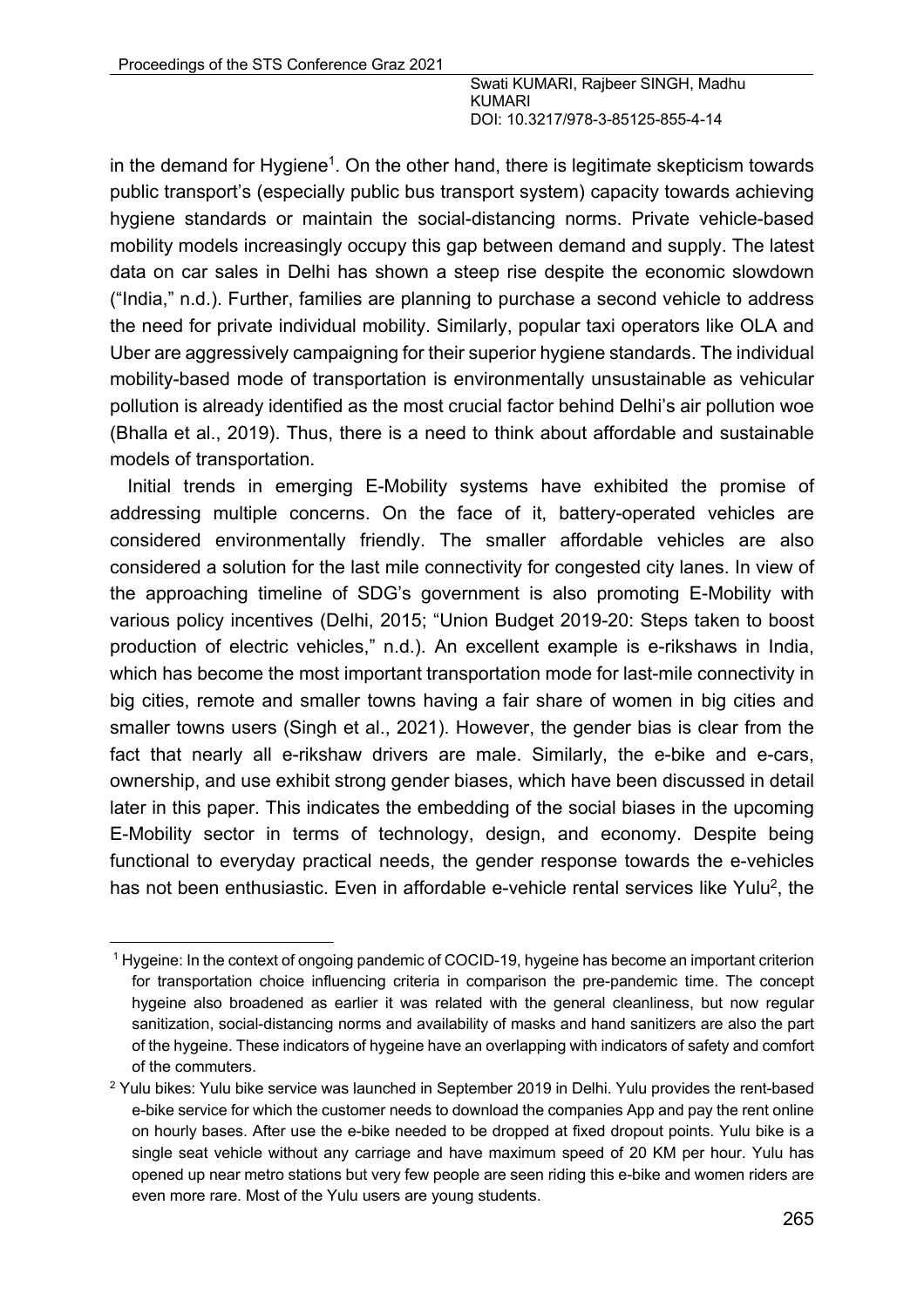in the demand for Hygiene[1]. On the other hand, there is legitimate skepticism towards public transport's (especially public bus transport system) capacity towards achieving hygiene standards or maintain the social-distancing norms. Private vehicle-based mobility models increasingly occupy this gap between demand and supply. The latest data on car sales in Delhi has shown a steep rise despite the economic slowdown ("India," n.d.). Further, families are planning to purchase a second vehicle to address the need for private individual mobility. Similarly, popular taxi operators like OLA and Uber are aggressively campaigning for their superior hygiene standards. The individual mobility-based mode of transportation is environmentally unsustainable as vehicular pollution is already identified as the most crucial factor behind Delhi's air pollution woe (Bhalla et al., 2019). Thus, there is a need to think about affordable and sustainable models of transportation.

Initial trends in emerging E-Mobility systems have exhibited the promise of addressing multiple concerns. On the face of it, battery-operated vehicles are considered environmentally friendly. The smaller affordable vehicles are also considered a solution for the last mile connectivity for congested city lanes. In view of the approaching timeline of SDG's government is also promoting E-Mobility with various policy incentives (Delhi, 2015; "Union Budget 2019-20: Steps taken to boost production of electric vehicles," n.d.). An excellent example is e-rikshaws in India, which has become the most important transportation mode for last-mile connectivity in big cities, remote and smaller towns having a fair share of women in big cities and smaller towns users (Singh et al., 2021). However, the gender bias is clear from the fact that nearly all e-rikshaw drivers are male. Similarly, the e-bike and e-cars, ownership, and use exhibit strong gender biases, which have been discussed in detail later in this paper. This indicates the embedding of the social biases in the upcoming E-Mobility sector in terms of technology, design, and economy. Despite being functional to everyday practical needs, the gender response towards the e-vehicles has not been enthusiastic. Even in affordable e-vehicle rental services like Yulu[2], the

---

[1] Hygeine: In the context of ongoing pandemic of COCID-19, hygeine has become an important criterion for transportation choice influencing criteria in comparison the pre-pandemic time. The concept hygeine also broadened as earlier it was related with the general cleanliness, but now regular sanitization, social-distancing norms and availability of masks and hand sanitizers are also the part of the hygeine. These indicators of hygeine have an overlapping with indicators of safety and comfort of the commuters.

[2] Yulu bikes: Yulu bike service was launched in September 2019 in Delhi. Yulu provides the rent-based e-bike service for which the customer needs to download the companies App and pay the rent online on hourly bases. After use the e-bike needed to be dropped at fixed dropout points. Yulu bike is a single seat vehicle without any carriage and have maximum speed of 20 KM per hour. Yulu has opened up near metro stations but very few people are seen riding this e-bike and women riders are even more rare. Most of the Yulu users are young students.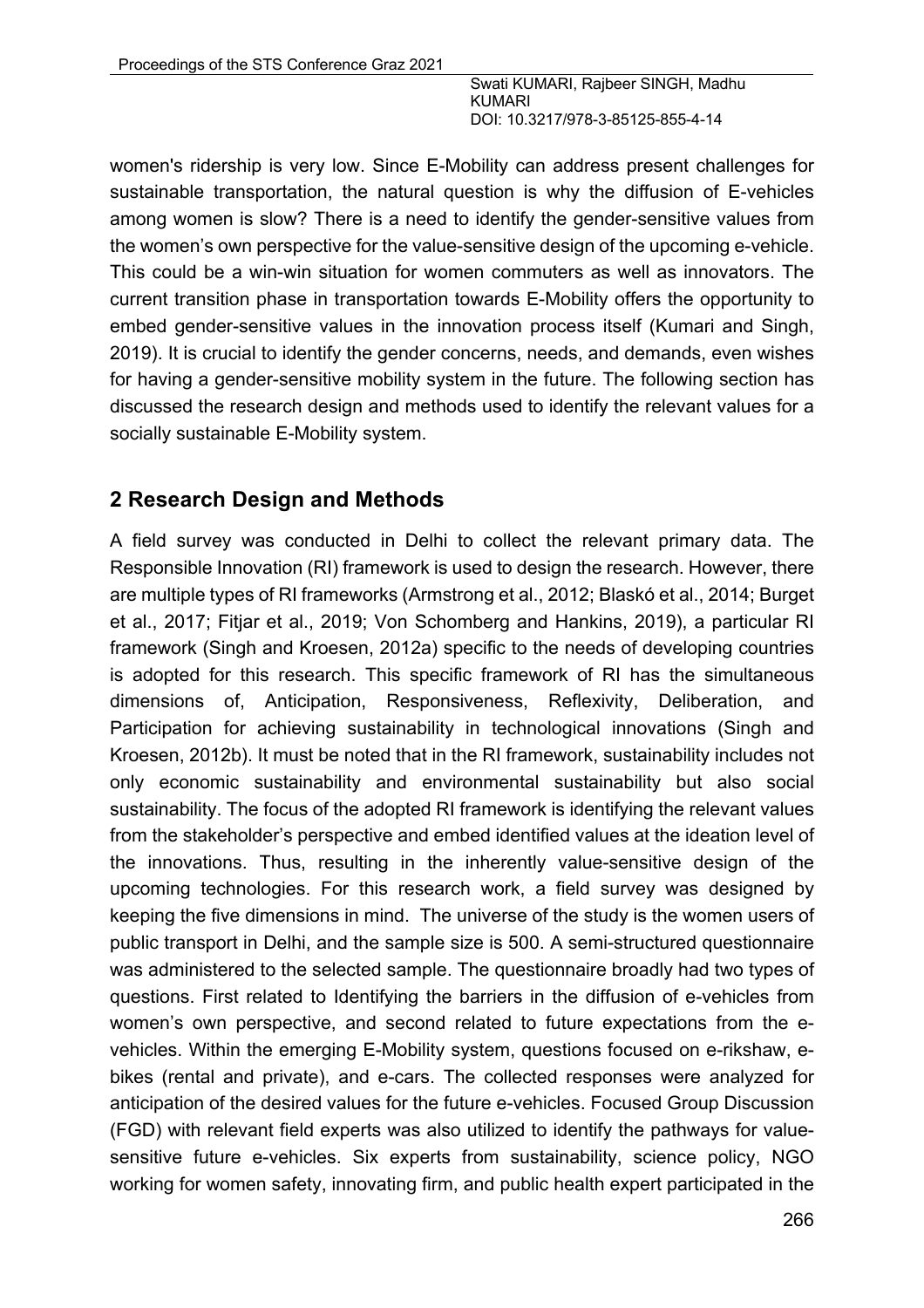women's ridership is very low. Since E-Mobility can address present challenges for sustainable transportation, the natural question is why the diffusion of E-vehicles among women is slow? There is a need to identify the gender-sensitive values from the women's own perspective for the value-sensitive design of the upcoming e-vehicle. This could be a win-win situation for women commuters as well as innovators. The current transition phase in transportation towards E-Mobility offers the opportunity to embed gender-sensitive values in the innovation process itself (Kumari and Singh, 2019). It is crucial to identify the gender concerns, needs, and demands, even wishes for having a gender-sensitive mobility system in the future. The following section has discussed the research design and methods used to identify the relevant values for a socially sustainable E-Mobility system.

## 2 Research Design and Methods

A field survey was conducted in Delhi to collect the relevant primary data. The Responsible Innovation (RI) framework is used to design the research. However, there are multiple types of RI frameworks (Armstrong et al., 2012; Blaskó et al., 2014; Burget et al., 2017; Fitjar et al., 2019; Von Schomberg and Hankins, 2019), a particular RI framework (Singh and Kroesen, 2012a) specific to the needs of developing countries is adopted for this research. This specific framework of RI has the simultaneous dimensions of, Anticipation, Responsiveness, Reflexivity, Deliberation, and Participation for achieving sustainability in technological innovations (Singh and Kroesen, 2012b). It must be noted that in the RI framework, sustainability includes not only economic sustainability and environmental sustainability but also social sustainability. The focus of the adopted RI framework is identifying the relevant values from the stakeholder's perspective and embed identified values at the ideation level of the innovations. Thus, resulting in the inherently value-sensitive design of the upcoming technologies. For this research work, a field survey was designed by keeping the five dimensions in mind. The universe of the study is the women users of public transport in Delhi, and the sample size is 500. A semi-structured questionnaire was administered to the selected sample. The questionnaire broadly had two types of questions. First related to Identifying the barriers in the diffusion of e-vehicles from women's own perspective, and second related to future expectations from the e-vehicles. Within the emerging E-Mobility system, questions focused on e-rikshaw, e-bikes (rental and private), and e-cars. The collected responses were analyzed for anticipation of the desired values for the future e-vehicles. Focused Group Discussion (FGD) with relevant field experts was also utilized to identify the pathways for value-sensitive future e-vehicles. Six experts from sustainability, science policy, NGO working for women safety, innovating firm, and public health expert participated in the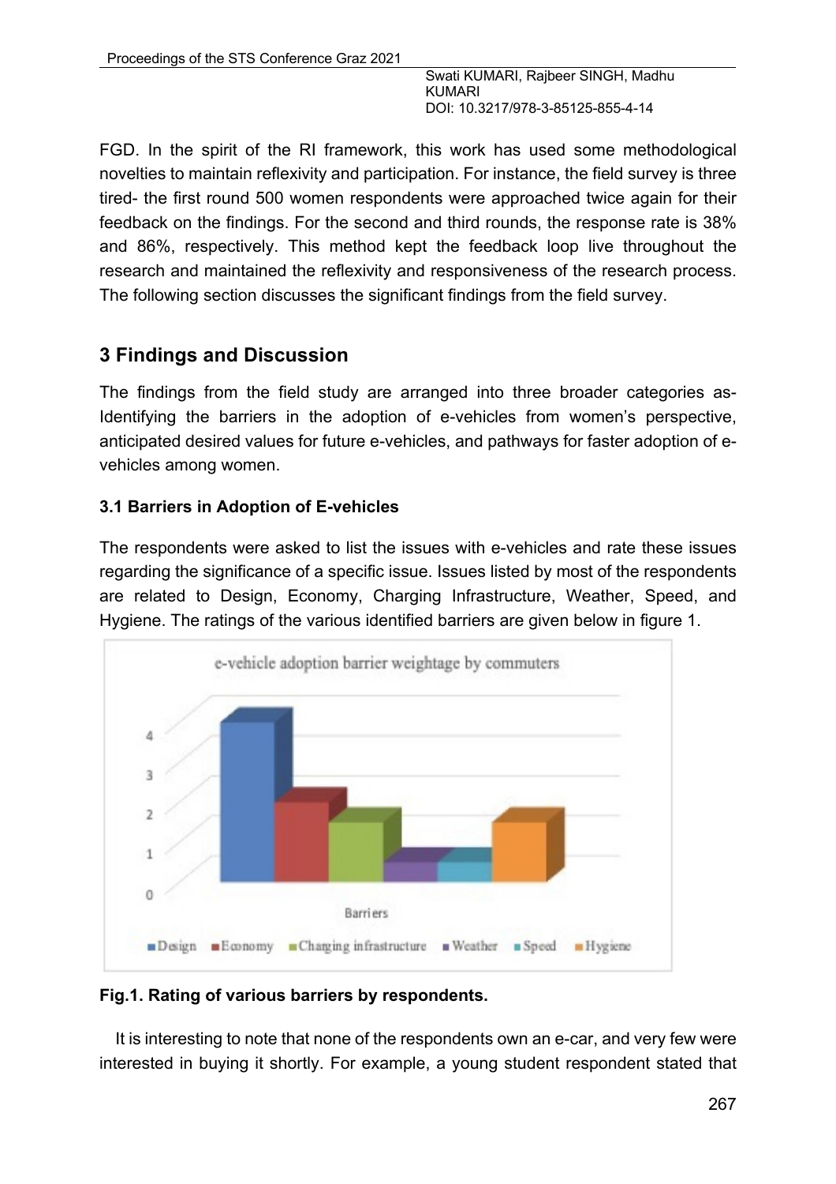FGD. In the spirit of the RI framework, this work has used some methodological novelties to maintain reflexivity and participation. For instance, the field survey is three tired- the first round 500 women respondents were approached twice again for their feedback on the findings. For the second and third rounds, the response rate is 38% and 86%, respectively. This method kept the feedback loop live throughout the research and maintained the reflexivity and responsiveness of the research process. The following section discusses the significant findings from the field survey.

## 3 Findings and Discussion

The findings from the field study are arranged into three broader categories as- Identifying the barriers in the adoption of e-vehicles from women's perspective, anticipated desired values for future e-vehicles, and pathways for faster adoption of e-vehicles among women.

### 3.1 Barriers in Adoption of E-vehicles

The respondents were asked to list the issues with e-vehicles and rate these issues regarding the significance of a specific issue. Issues listed by most of the respondents are related to Design, Economy, Charging Infrastructure, Weather, Speed, and Hygiene. The ratings of the various identified barriers are given below in figure 1.

**Fig.1. Rating of various barriers by respondents.**

It is interesting to note that none of the respondents own an e-car, and very few were interested in buying it shortly. For example, a young student respondent stated that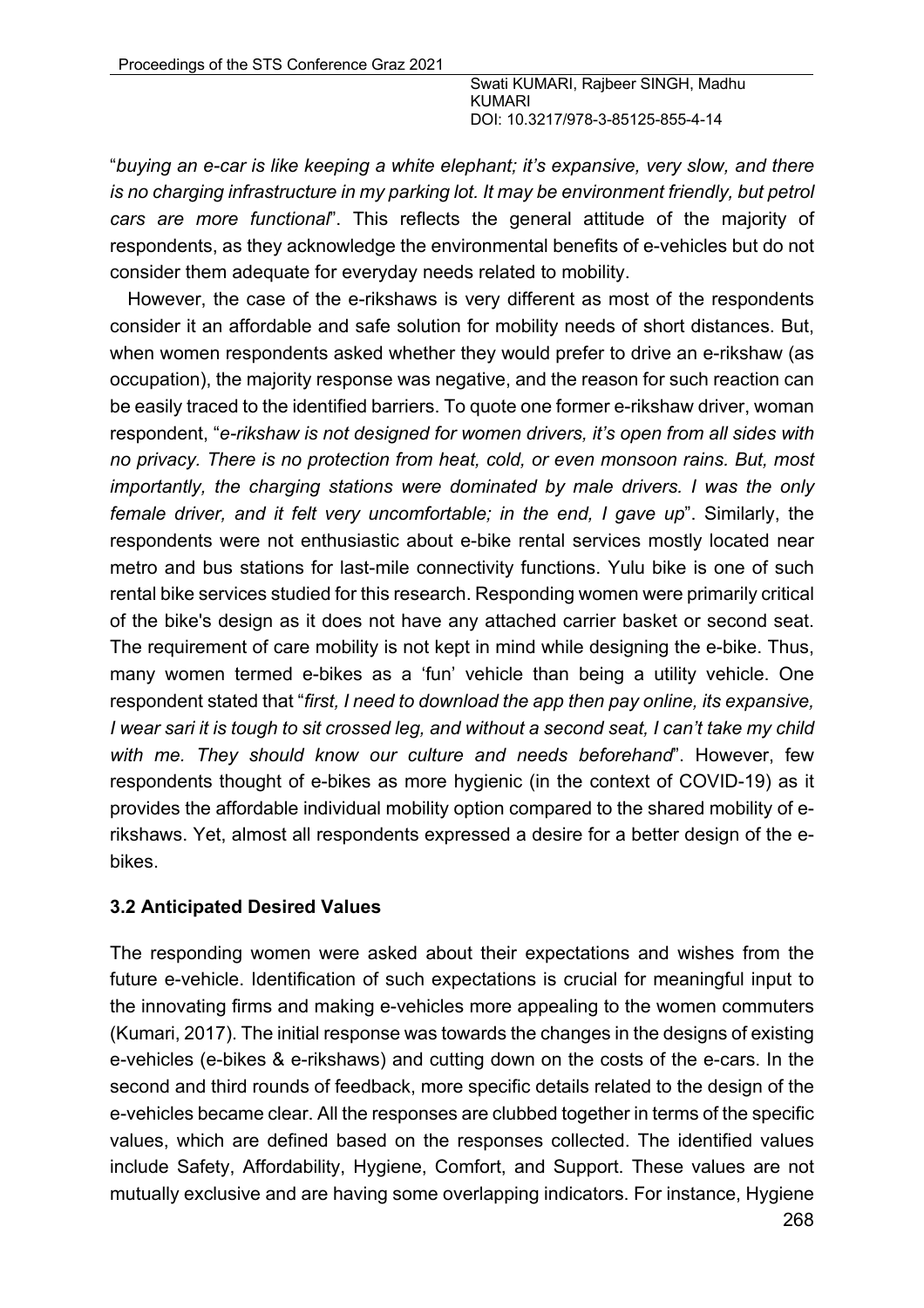"*buying an e-car is like keeping a white elephant; it's expansive, very slow, and there is no charging infrastructure in my parking lot. It may be environment friendly, but petrol cars are more functional*". This reflects the general attitude of the majority of respondents, as they acknowledge the environmental benefits of e-vehicles but do not consider them adequate for everyday needs related to mobility.

However, the case of the e-rikshaws is very different as most of the respondents consider it an affordable and safe solution for mobility needs of short distances. But, when women respondents asked whether they would prefer to drive an e-rikshaw (as occupation), the majority response was negative, and the reason for such reaction can be easily traced to the identified barriers. To quote one former e-rikshaw driver, woman respondent, "*e-rikshaw is not designed for women drivers, it's open from all sides with no privacy. There is no protection from heat, cold, or even monsoon rains. But, most importantly, the charging stations were dominated by male drivers. I was the only female driver, and it felt very uncomfortable; in the end, I gave up*". Similarly, the respondents were not enthusiastic about e-bike rental services mostly located near metro and bus stations for last-mile connectivity functions. Yulu bike is one of such rental bike services studied for this research. Responding women were primarily critical of the bike's design as it does not have any attached carrier basket or second seat. The requirement of care mobility is not kept in mind while designing the e-bike. Thus, many women termed e-bikes as a 'fun' vehicle than being a utility vehicle. One respondent stated that "*first, I need to download the app then pay online, its expansive, I wear sari it is tough to sit crossed leg, and without a second seat, I can't take my child with me. They should know our culture and needs beforehand*". However, few respondents thought of e-bikes as more hygienic (in the context of COVID-19) as it provides the affordable individual mobility option compared to the shared mobility of e-rikshaws. Yet, almost all respondents expressed a desire for a better design of the e-bikes.

### 3.2 Anticipated Desired Values

The responding women were asked about their expectations and wishes from the future e-vehicle. Identification of such expectations is crucial for meaningful input to the innovating firms and making e-vehicles more appealing to the women commuters (Kumari, 2017). The initial response was towards the changes in the designs of existing e-vehicles (e-bikes & e-rikshaws) and cutting down on the costs of the e-cars. In the second and third rounds of feedback, more specific details related to the design of the e-vehicles became clear. All the responses are clubbed together in terms of the specific values, which are defined based on the responses collected. The identified values include Safety, Affordability, Hygiene, Comfort, and Support. These values are not mutually exclusive and are having some overlapping indicators. For instance, Hygiene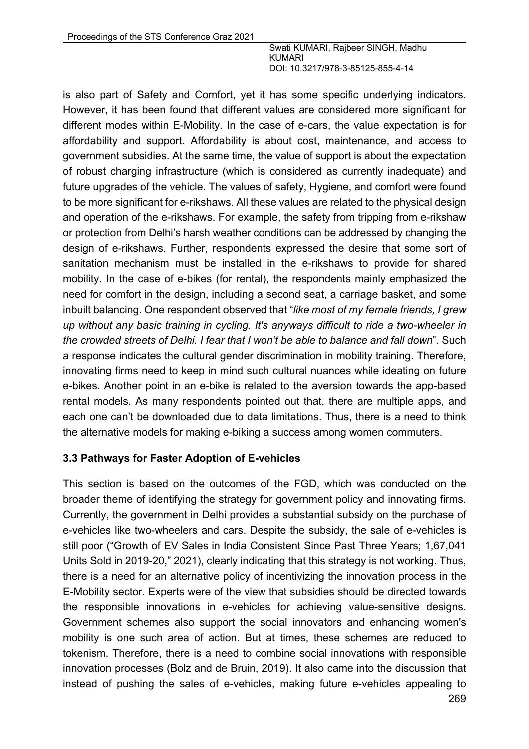is also part of Safety and Comfort, yet it has some specific underlying indicators. However, it has been found that different values are considered more significant for different modes within E-Mobility. In the case of e-cars, the value expectation is for affordability and support. Affordability is about cost, maintenance, and access to government subsidies. At the same time, the value of support is about the expectation of robust charging infrastructure (which is considered as currently inadequate) and future upgrades of the vehicle. The values of safety, Hygiene, and comfort were found to be more significant for e-rikshaws. All these values are related to the physical design and operation of the e-rikshaws. For example, the safety from tripping from e-rikshaw or protection from Delhi's harsh weather conditions can be addressed by changing the design of e-rikshaws. Further, respondents expressed the desire that some sort of sanitation mechanism must be installed in the e-rikshaws to provide for shared mobility. In the case of e-bikes (for rental), the respondents mainly emphasized the need for comfort in the design, including a second seat, a carriage basket, and some inbuilt balancing. One respondent observed that "*like most of my female friends, I grew up without any basic training in cycling. It's anyways difficult to ride a two-wheeler in the crowded streets of Delhi. I fear that I won't be able to balance and fall down*". Such a response indicates the cultural gender discrimination in mobility training. Therefore, innovating firms need to keep in mind such cultural nuances while ideating on future e-bikes. Another point in an e-bike is related to the aversion towards the app-based rental models. As many respondents pointed out that, there are multiple apps, and each one can't be downloaded due to data limitations. Thus, there is a need to think the alternative models for making e-biking a success among women commuters.

### 3.3 Pathways for Faster Adoption of E-vehicles

This section is based on the outcomes of the FGD, which was conducted on the broader theme of identifying the strategy for government policy and innovating firms. Currently, the government in Delhi provides a substantial subsidy on the purchase of e-vehicles like two-wheelers and cars. Despite the subsidy, the sale of e-vehicles is still poor ("Growth of EV Sales in India Consistent Since Past Three Years; 1,67,041 Units Sold in 2019-20," 2021), clearly indicating that this strategy is not working. Thus, there is a need for an alternative policy of incentivizing the innovation process in the E-Mobility sector. Experts were of the view that subsidies should be directed towards the responsible innovations in e-vehicles for achieving value-sensitive designs. Government schemes also support the social innovators and enhancing women's mobility is one such area of action. But at times, these schemes are reduced to tokenism. Therefore, there is a need to combine social innovations with responsible innovation processes (Bolz and de Bruin, 2019). It also came into the discussion that instead of pushing the sales of e-vehicles, making future e-vehicles appealing to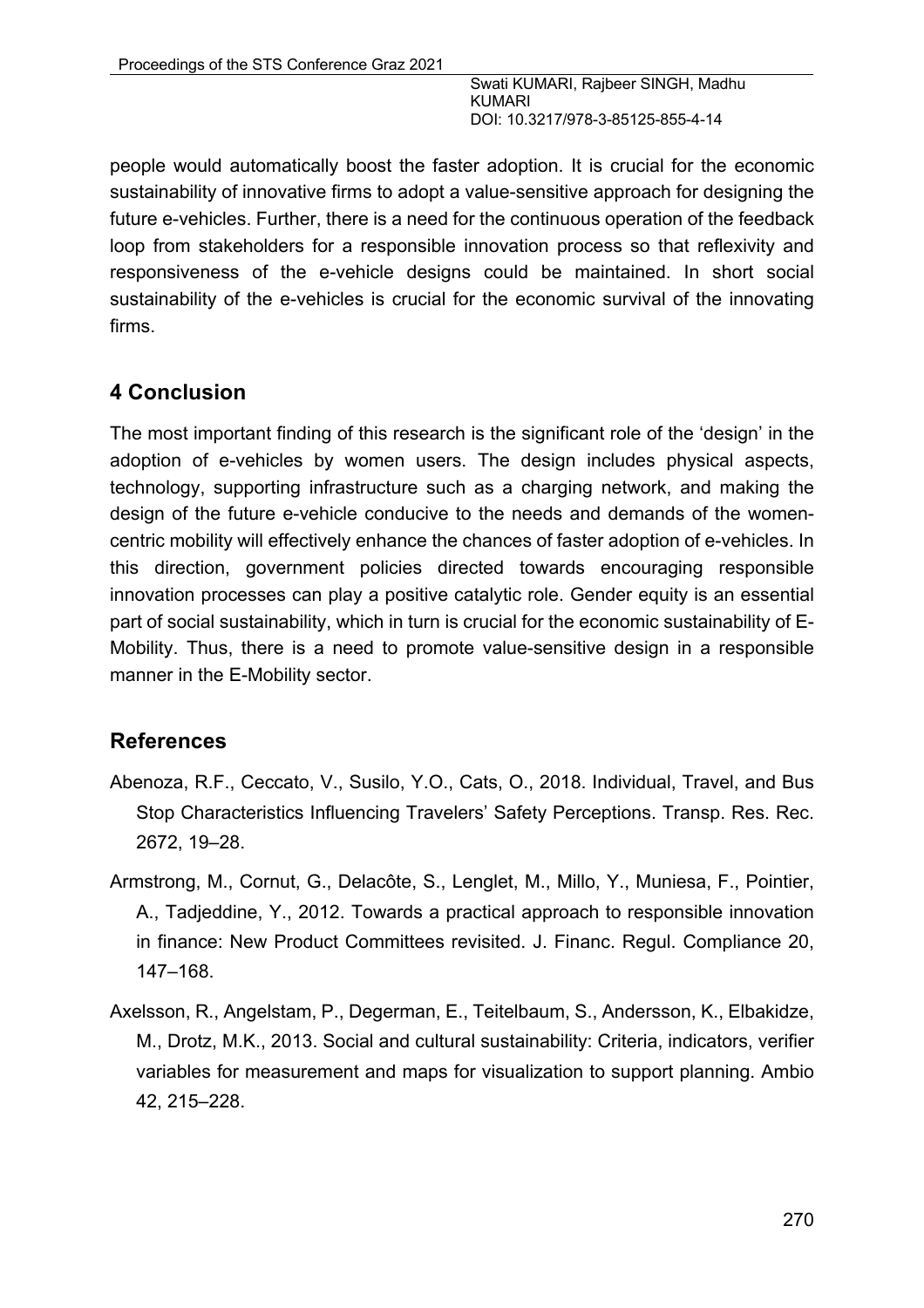people would automatically boost the faster adoption. It is crucial for the economic sustainability of innovative firms to adopt a value-sensitive approach for designing the future e-vehicles. Further, there is a need for the continuous operation of the feedback loop from stakeholders for a responsible innovation process so that reflexivity and responsiveness of the e-vehicle designs could be maintained. In short social sustainability of the e-vehicles is crucial for the economic survival of the innovating firms.

## 4 Conclusion

The most important finding of this research is the significant role of the 'design' in the adoption of e-vehicles by women users. The design includes physical aspects, technology, supporting infrastructure such as a charging network, and making the design of the future e-vehicle conducive to the needs and demands of the women-centric mobility will effectively enhance the chances of faster adoption of e-vehicles. In this direction, government policies directed towards encouraging responsible innovation processes can play a positive catalytic role. Gender equity is an essential part of social sustainability, which in turn is crucial for the economic sustainability of E-Mobility. Thus, there is a need to promote value-sensitive design in a responsible manner in the E-Mobility sector.

## References

Abenoza, R.F., Ceccato, V., Susilo, Y.O., Cats, O., 2018. Individual, Travel, and Bus Stop Characteristics Influencing Travelers' Safety Perceptions. Transp. Res. Rec. 2672, 19–28.

Armstrong, M., Cornut, G., Delacôte, S., Lenglet, M., Millo, Y., Muniesa, F., Pointier, A., Tadjeddine, Y., 2012. Towards a practical approach to responsible innovation in finance: New Product Committees revisited. J. Financ. Regul. Compliance 20, 147–168.

Axelsson, R., Angelstam, P., Degerman, E., Teitelbaum, S., Andersson, K., Elbakidze, M., Drotz, M.K., 2013. Social and cultural sustainability: Criteria, indicators, verifier variables for measurement and maps for visualization to support planning. Ambio 42, 215–228.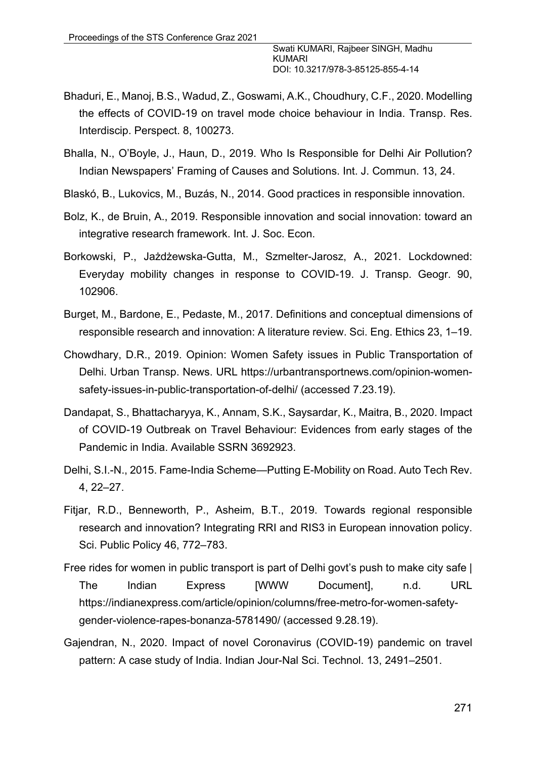Bhaduri, E., Manoj, B.S., Wadud, Z., Goswami, A.K., Choudhury, C.F., 2020. Modelling the effects of COVID-19 on travel mode choice behaviour in India. Transp. Res. Interdiscip. Perspect. 8, 100273.

Bhalla, N., O'Boyle, J., Haun, D., 2019. Who Is Responsible for Delhi Air Pollution? Indian Newspapers' Framing of Causes and Solutions. Int. J. Commun. 13, 24.

Blaskó, B., Lukovics, M., Buzás, N., 2014. Good practices in responsible innovation.

Bolz, K., de Bruin, A., 2019. Responsible innovation and social innovation: toward an integrative research framework. Int. J. Soc. Econ.

Borkowski, P., Jażdżewska-Gutta, M., Szmelter-Jarosz, A., 2021. Lockdowned: Everyday mobility changes in response to COVID-19. J. Transp. Geogr. 90, 102906.

Burget, M., Bardone, E., Pedaste, M., 2017. Definitions and conceptual dimensions of responsible research and innovation: A literature review. Sci. Eng. Ethics 23, 1–19.

Chowdhary, D.R., 2019. Opinion: Women Safety issues in Public Transportation of Delhi. Urban Transp. News. URL https://urbantransportnews.com/opinion-women-safety-issues-in-public-transportation-of-delhi/ (accessed 7.23.19).

Dandapat, S., Bhattacharyya, K., Annam, S.K., Saysardar, K., Maitra, B., 2020. Impact of COVID-19 Outbreak on Travel Behaviour: Evidences from early stages of the Pandemic in India. Available SSRN 3692923.

Delhi, S.I.-N., 2015. Fame-India Scheme—Putting E-Mobility on Road. Auto Tech Rev. 4, 22–27.

Fitjar, R.D., Benneworth, P., Asheim, B.T., 2019. Towards regional responsible research and innovation? Integrating RRI and RIS3 in European innovation policy. Sci. Public Policy 46, 772–783.

Free rides for women in public transport is part of Delhi govt's push to make city safe | The Indian Express [WWW Document], n.d. URL https://indianexpress.com/article/opinion/columns/free-metro-for-women-safety-gender-violence-rapes-bonanza-5781490/ (accessed 9.28.19).

Gajendran, N., 2020. Impact of novel Coronavirus (COVID-19) pandemic on travel pattern: A case study of India. Indian Jour-Nal Sci. Technol. 13, 2491–2501.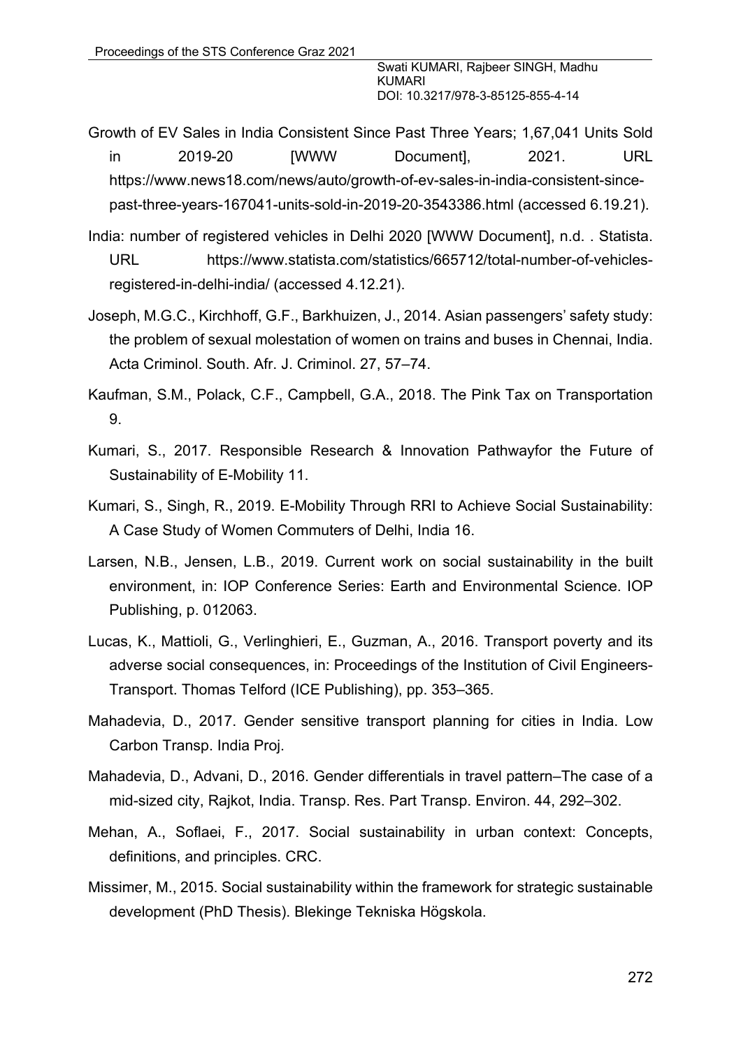Growth of EV Sales in India Consistent Since Past Three Years; 1,67,041 Units Sold in 2019-20 [WWW Document], 2021. URL https://www.news18.com/news/auto/growth-of-ev-sales-in-india-consistent-since-past-three-years-167041-units-sold-in-2019-20-3543386.html (accessed 6.19.21).

India: number of registered vehicles in Delhi 2020 [WWW Document], n.d. . Statista. URL https://www.statista.com/statistics/665712/total-number-of-vehicles-registered-in-delhi-india/ (accessed 4.12.21).

Joseph, M.G.C., Kirchhoff, G.F., Barkhuizen, J., 2014. Asian passengers' safety study: the problem of sexual molestation of women on trains and buses in Chennai, India. Acta Criminol. South. Afr. J. Criminol. 27, 57–74.

Kaufman, S.M., Polack, C.F., Campbell, G.A., 2018. The Pink Tax on Transportation 9.

Kumari, S., 2017. Responsible Research & Innovation Pathwayfor the Future of Sustainability of E-Mobility 11.

Kumari, S., Singh, R., 2019. E-Mobility Through RRI to Achieve Social Sustainability: A Case Study of Women Commuters of Delhi, India 16.

Larsen, N.B., Jensen, L.B., 2019. Current work on social sustainability in the built environment, in: IOP Conference Series: Earth and Environmental Science. IOP Publishing, p. 012063.

Lucas, K., Mattioli, G., Verlinghieri, E., Guzman, A., 2016. Transport poverty and its adverse social consequences, in: Proceedings of the Institution of Civil Engineers-Transport. Thomas Telford (ICE Publishing), pp. 353–365.

Mahadevia, D., 2017. Gender sensitive transport planning for cities in India. Low Carbon Transp. India Proj.

Mahadevia, D., Advani, D., 2016. Gender differentials in travel pattern–The case of a mid-sized city, Rajkot, India. Transp. Res. Part Transp. Environ. 44, 292–302.

Mehan, A., Soflaei, F., 2017. Social sustainability in urban context: Concepts, definitions, and principles. CRC.

Missimer, M., 2015. Social sustainability within the framework for strategic sustainable development (PhD Thesis). Blekinge Tekniska Högskola.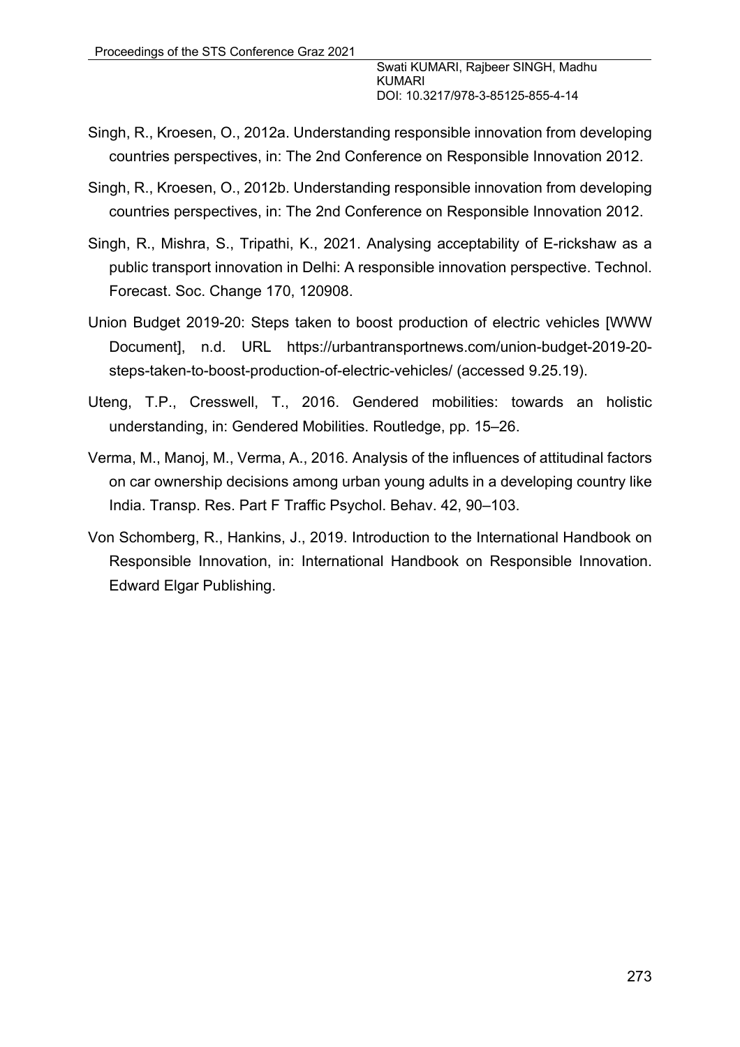Singh, R., Kroesen, O., 2012a. Understanding responsible innovation from developing countries perspectives, in: The 2nd Conference on Responsible Innovation 2012.

Singh, R., Kroesen, O., 2012b. Understanding responsible innovation from developing countries perspectives, in: The 2nd Conference on Responsible Innovation 2012.

Singh, R., Mishra, S., Tripathi, K., 2021. Analysing acceptability of E-rickshaw as a public transport innovation in Delhi: A responsible innovation perspective. Technol. Forecast. Soc. Change 170, 120908.

Union Budget 2019-20: Steps taken to boost production of electric vehicles [WWW Document], n.d. URL https://urbantransportnews.com/union-budget-2019-20-steps-taken-to-boost-production-of-electric-vehicles/ (accessed 9.25.19).

Uteng, T.P., Cresswell, T., 2016. Gendered mobilities: towards an holistic understanding, in: Gendered Mobilities. Routledge, pp. 15–26.

Verma, M., Manoj, M., Verma, A., 2016. Analysis of the influences of attitudinal factors on car ownership decisions among urban young adults in a developing country like India. Transp. Res. Part F Traffic Psychol. Behav. 42, 90–103.

Von Schomberg, R., Hankins, J., 2019. Introduction to the International Handbook on Responsible Innovation, in: International Handbook on Responsible Innovation. Edward Elgar Publishing.